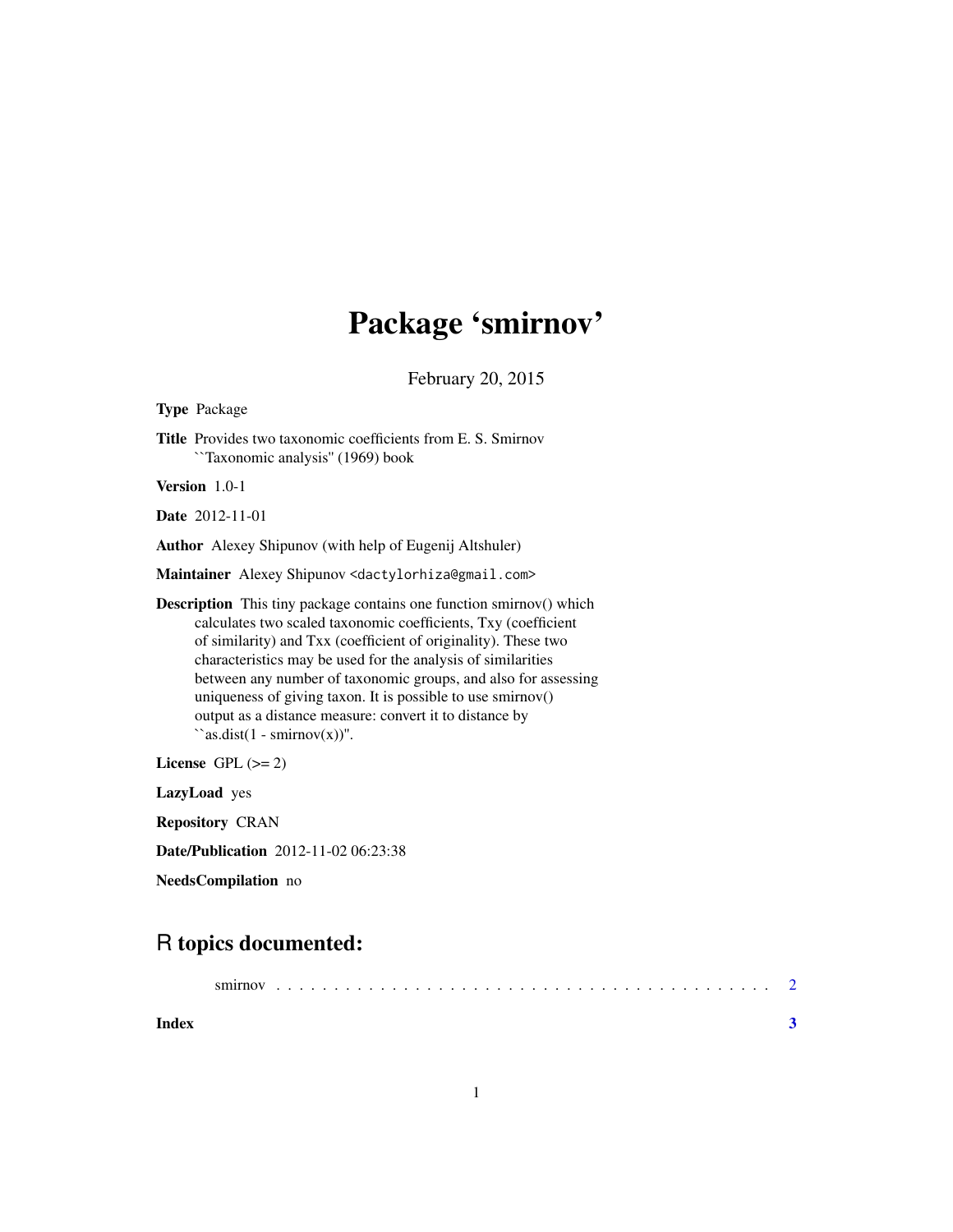# Package 'smirnov'

February 20, 2015

**Type** Package

**Title** Provides two taxonomic coefficients from E. S. Smirnov ``Taxonomic analysis'' (1969) book

**Version** 1.0-1

**Date** 2012-11-01

**Author** Alexey Shipunov (with help of Eugenij Altshuler)

**Maintainer** Alexey Shipunov <dactylorhiza@gmail.com>

**Description** This tiny package contains one function smirnov() which calculates two scaled taxonomic coefficients, Txy (coefficient of similarity) and Txx (coefficient of originality). These two characteristics may be used for the analysis of similarities between any number of taxonomic groups, and also for assessing uniqueness of giving taxon. It is possible to use smirnov() output as a distance measure: convert it to distance by ``as.dist(1 - smirnov(x))''.

**License** GPL (>= 2)

**LazyLoad** yes

**Repository** CRAN

**Date/Publication** 2012-11-02 06:23:38

**NeedsCompilation** no

## R topics documented:

smirnov . . . . . . . . . . . . . . . . . . . . . . . . . . . . . . . . . . . . . . . . . . 2

**Index** **3**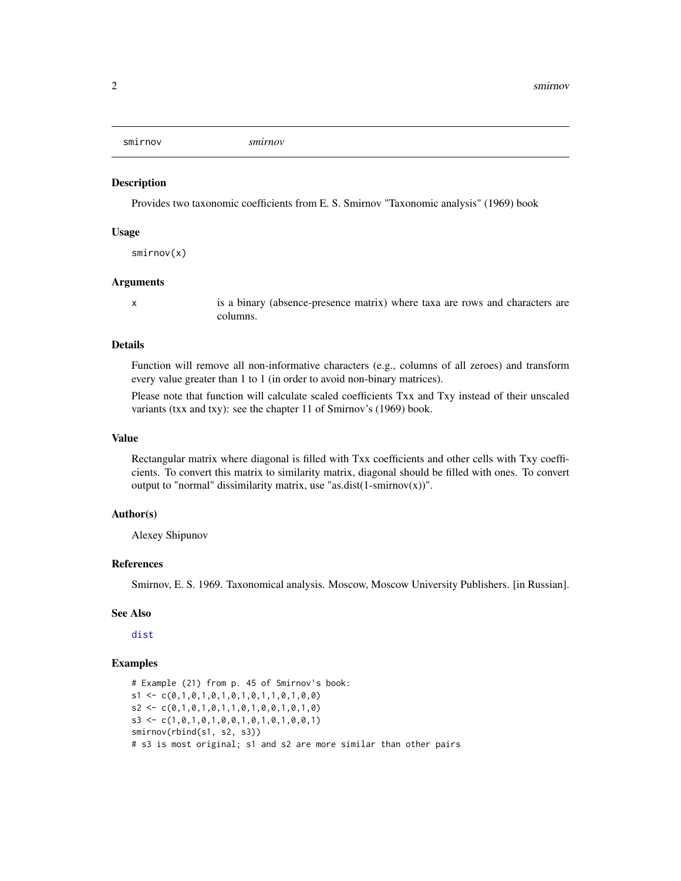smirnov *smirnov*

## Description

Provides two taxonomic coefficients from E. S. Smirnov "Taxonomic analysis" (1969) book

## Usage

```
smirnov(x)
```

## Arguments

| | |
|---|---|
| x | is a binary (absence-presence matrix) where taxa are rows and characters are columns. |

## Details

Function will remove all non-informative characters (e.g., columns of all zeroes) and transform every value greater than 1 to 1 (in order to avoid non-binary matrices).

Please note that function will calculate scaled coefficients Txx and Txy instead of their unscaled variants (txx and txy): see the chapter 11 of Smirnov's (1969) book.

## Value

Rectangular matrix where diagonal is filled with Txx coefficients and other cells with Txy coefficients. To convert this matrix to similarity matrix, diagonal should be filled with ones. To convert output to "normal" dissimilarity matrix, use "as.dist(1-smirnov(x))".

## Author(s)

Alexey Shipunov

## References

Smirnov, E. S. 1969. Taxonomical analysis. Moscow, Moscow University Publishers. [in Russian].

## See Also

dist

## Examples

```
# Example (21) from p. 45 of Smirnov's book:
s1 <- c(0,1,0,1,0,1,0,1,0,1,1,0,1,0,0)
s2 <- c(0,1,0,1,0,1,1,0,1,0,0,1,0,1,0)
s3 <- c(1,0,1,0,1,0,0,1,0,1,0,1,0,0,1)
smirnov(rbind(s1, s2, s3))
# s3 is most original; s1 and s2 are more similar than other pairs
```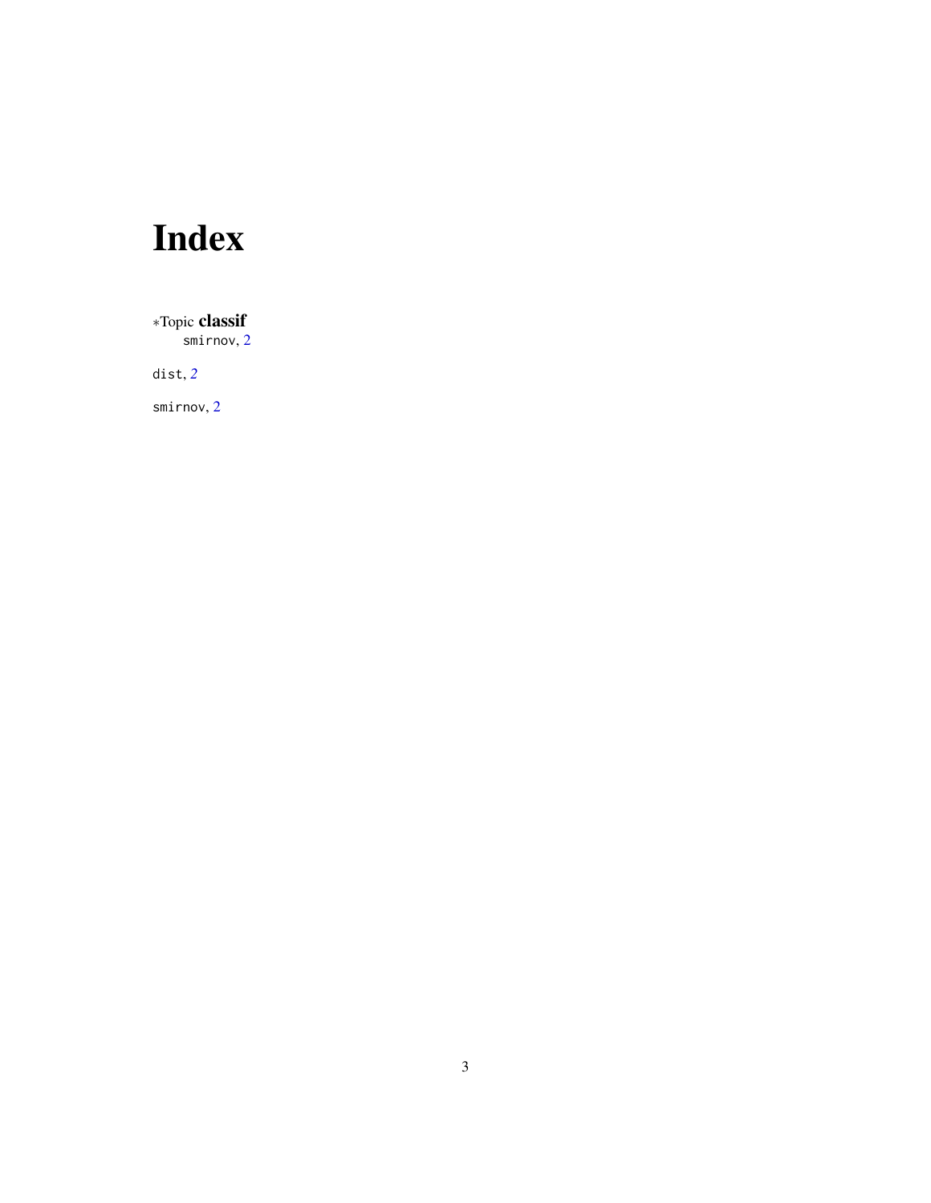# Index

*Topic **classif**

    smirnov, 2

dist, *2*

smirnov, 2